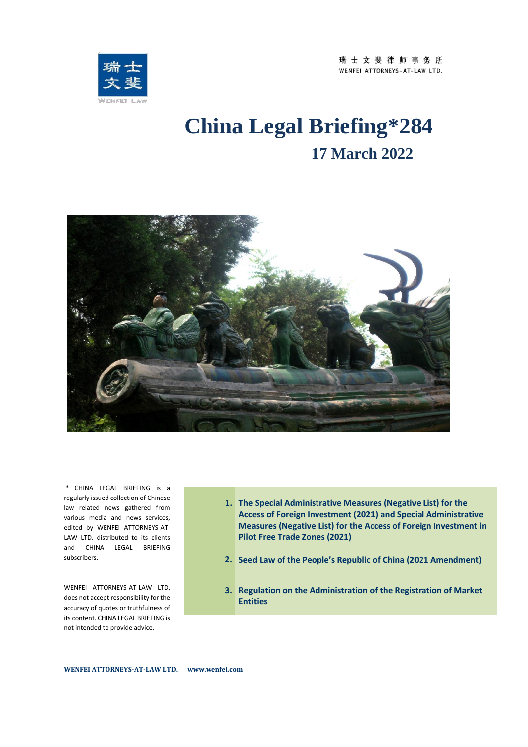瑞士文斐律师事务所
WENFEI ATTORNEYS-AT-LAW LTD.

# China Legal Briefing*284

## 17 March 2022

* CHINA LEGAL BRIEFING is a regularly issued collection of Chinese law related news gathered from various media and news services, edited by WENFEI ATTORNEYS-AT-LAW LTD. distributed to its clients and CHINA LEGAL BRIEFING subscribers.

WENFEI ATTORNEYS-AT-LAW LTD. does not accept responsibility for the accuracy of quotes or truthfulness of its content. CHINA LEGAL BRIEFING is not intended to provide advice.

1. **The Special Administrative Measures (Negative List) for the Access of Foreign Investment (2021) and Special Administrative Measures (Negative List) for the Access of Foreign Investment in Pilot Free Trade Zones (2021)**
2. **Seed Law of the People's Republic of China (2021 Amendment)**
3. **Regulation on the Administration of the Registration of Market Entities**

**WENFEI ATTORNEYS-AT-LAW LTD. www.wenfei.com**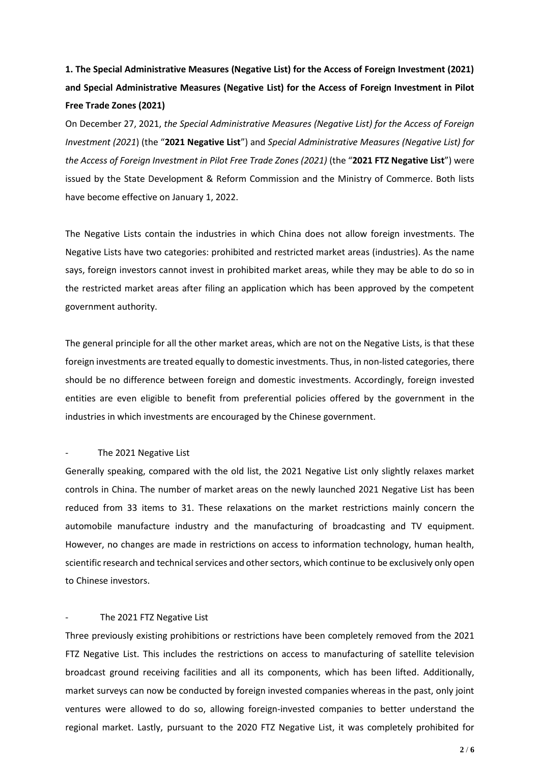**1. The Special Administrative Measures (Negative List) for the Access of Foreign Investment (2021) and Special Administrative Measures (Negative List) for the Access of Foreign Investment in Pilot Free Trade Zones (2021)**

On December 27, 2021, *the Special Administrative Measures (Negative List) for the Access of Foreign Investment (2021*) (the "**2021 Negative List**") and *Special Administrative Measures (Negative List) for the Access of Foreign Investment in Pilot Free Trade Zones (2021)* (the "**2021 FTZ Negative List**") were issued by the State Development & Reform Commission and the Ministry of Commerce. Both lists have become effective on January 1, 2022.

The Negative Lists contain the industries in which China does not allow foreign investments. The Negative Lists have two categories: prohibited and restricted market areas (industries). As the name says, foreign investors cannot invest in prohibited market areas, while they may be able to do so in the restricted market areas after filing an application which has been approved by the competent government authority.

The general principle for all the other market areas, which are not on the Negative Lists, is that these foreign investments are treated equally to domestic investments. Thus, in non-listed categories, there should be no difference between foreign and domestic investments. Accordingly, foreign invested entities are even eligible to benefit from preferential policies offered by the government in the industries in which investments are encouraged by the Chinese government.

- The 2021 Negative List

Generally speaking, compared with the old list, the 2021 Negative List only slightly relaxes market controls in China. The number of market areas on the newly launched 2021 Negative List has been reduced from 33 items to 31. These relaxations on the market restrictions mainly concern the automobile manufacture industry and the manufacturing of broadcasting and TV equipment. However, no changes are made in restrictions on access to information technology, human health, scientific research and technical services and other sectors, which continue to be exclusively only open to Chinese investors.

- The 2021 FTZ Negative List

Three previously existing prohibitions or restrictions have been completely removed from the 2021 FTZ Negative List. This includes the restrictions on access to manufacturing of satellite television broadcast ground receiving facilities and all its components, which has been lifted. Additionally, market surveys can now be conducted by foreign invested companies whereas in the past, only joint ventures were allowed to do so, allowing foreign-invested companies to better understand the regional market. Lastly, pursuant to the 2020 FTZ Negative List, it was completely prohibited for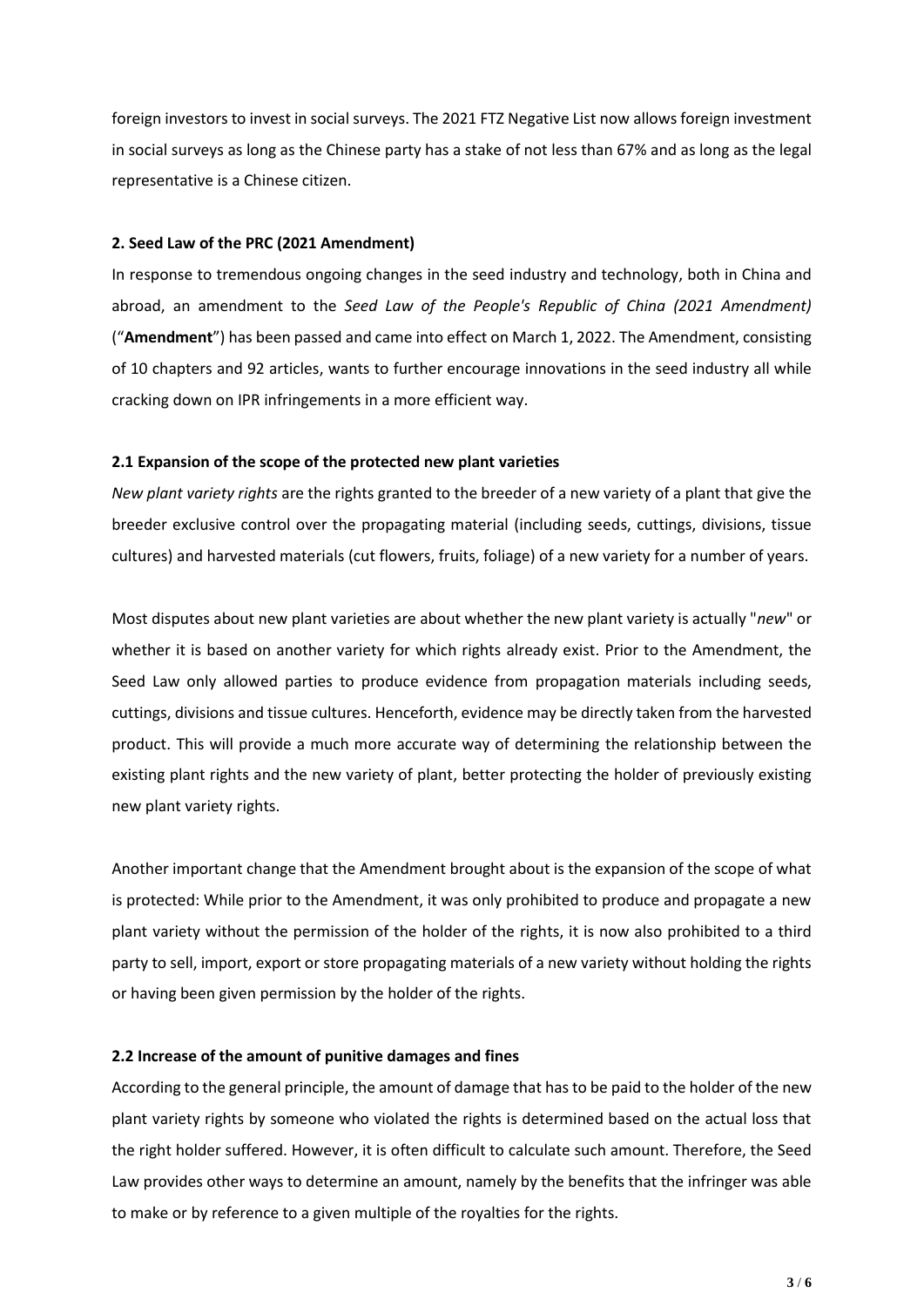foreign investors to invest in social surveys. The 2021 FTZ Negative List now allows foreign investment in social surveys as long as the Chinese party has a stake of not less than 67% and as long as the legal representative is a Chinese citizen.

**2. Seed Law of the PRC (2021 Amendment)**

In response to tremendous ongoing changes in the seed industry and technology, both in China and abroad, an amendment to the *Seed Law of the People's Republic of China (2021 Amendment)* ("**Amendment**") has been passed and came into effect on March 1, 2022. The Amendment, consisting of 10 chapters and 92 articles, wants to further encourage innovations in the seed industry all while cracking down on IPR infringements in a more efficient way.

**2.1 Expansion of the scope of the protected new plant varieties**

*New plant variety rights* are the rights granted to the breeder of a new variety of a plant that give the breeder exclusive control over the propagating material (including seeds, cuttings, divisions, tissue cultures) and harvested materials (cut flowers, fruits, foliage) of a new variety for a number of years.

Most disputes about new plant varieties are about whether the new plant variety is actually "*new*" or whether it is based on another variety for which rights already exist. Prior to the Amendment, the Seed Law only allowed parties to produce evidence from propagation materials including seeds, cuttings, divisions and tissue cultures. Henceforth, evidence may be directly taken from the harvested product. This will provide a much more accurate way of determining the relationship between the existing plant rights and the new variety of plant, better protecting the holder of previously existing new plant variety rights.

Another important change that the Amendment brought about is the expansion of the scope of what is protected: While prior to the Amendment, it was only prohibited to produce and propagate a new plant variety without the permission of the holder of the rights, it is now also prohibited to a third party to sell, import, export or store propagating materials of a new variety without holding the rights or having been given permission by the holder of the rights.

**2.2 Increase of the amount of punitive damages and fines**

According to the general principle, the amount of damage that has to be paid to the holder of the new plant variety rights by someone who violated the rights is determined based on the actual loss that the right holder suffered. However, it is often difficult to calculate such amount. Therefore, the Seed Law provides other ways to determine an amount, namely by the benefits that the infringer was able to make or by reference to a given multiple of the royalties for the rights.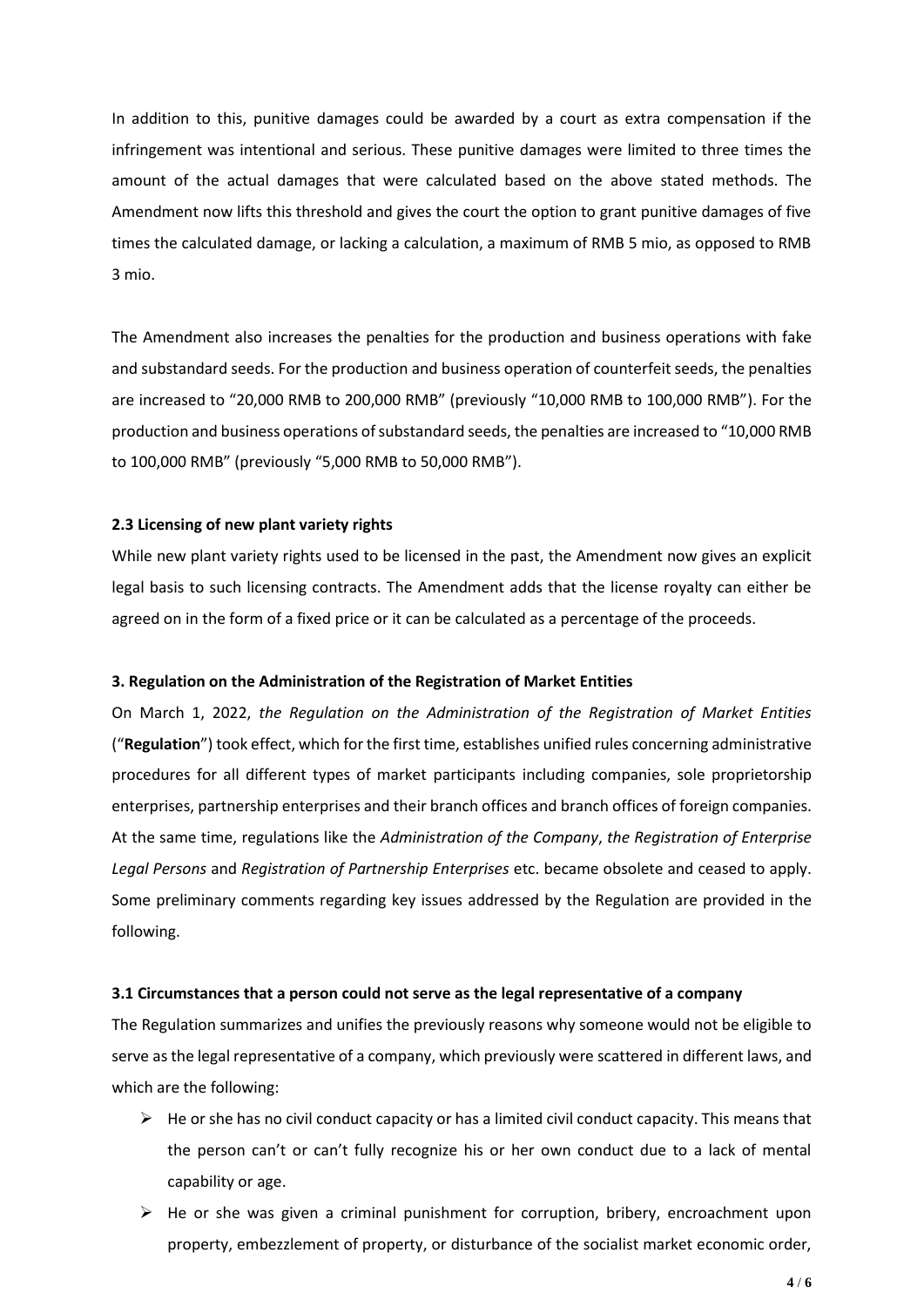In addition to this, punitive damages could be awarded by a court as extra compensation if the infringement was intentional and serious. These punitive damages were limited to three times the amount of the actual damages that were calculated based on the above stated methods. The Amendment now lifts this threshold and gives the court the option to grant punitive damages of five times the calculated damage, or lacking a calculation, a maximum of RMB 5 mio, as opposed to RMB 3 mio.

The Amendment also increases the penalties for the production and business operations with fake and substandard seeds. For the production and business operation of counterfeit seeds, the penalties are increased to "20,000 RMB to 200,000 RMB" (previously "10,000 RMB to 100,000 RMB"). For the production and business operations of substandard seeds, the penalties are increased to "10,000 RMB to 100,000 RMB" (previously "5,000 RMB to 50,000 RMB").

### 2.3 Licensing of new plant variety rights

While new plant variety rights used to be licensed in the past, the Amendment now gives an explicit legal basis to such licensing contracts. The Amendment adds that the license royalty can either be agreed on in the form of a fixed price or it can be calculated as a percentage of the proceeds.

## 3. Regulation on the Administration of the Registration of Market Entities

On March 1, 2022, *the Regulation on the Administration of the Registration of Market Entities* ("**Regulation**") took effect, which for the first time, establishes unified rules concerning administrative procedures for all different types of market participants including companies, sole proprietorship enterprises, partnership enterprises and their branch offices and branch offices of foreign companies. At the same time, regulations like the *Administration of the Company*, *the Registration of Enterprise Legal Persons* and *Registration of Partnership Enterprises* etc. became obsolete and ceased to apply. Some preliminary comments regarding key issues addressed by the Regulation are provided in the following.

### 3.1 Circumstances that a person could not serve as the legal representative of a company

The Regulation summarizes and unifies the previously reasons why someone would not be eligible to serve as the legal representative of a company, which previously were scattered in different laws, and which are the following:

- He or she has no civil conduct capacity or has a limited civil conduct capacity. This means that the person can't or can't fully recognize his or her own conduct due to a lack of mental capability or age.
- He or she was given a criminal punishment for corruption, bribery, encroachment upon property, embezzlement of property, or disturbance of the socialist market economic order,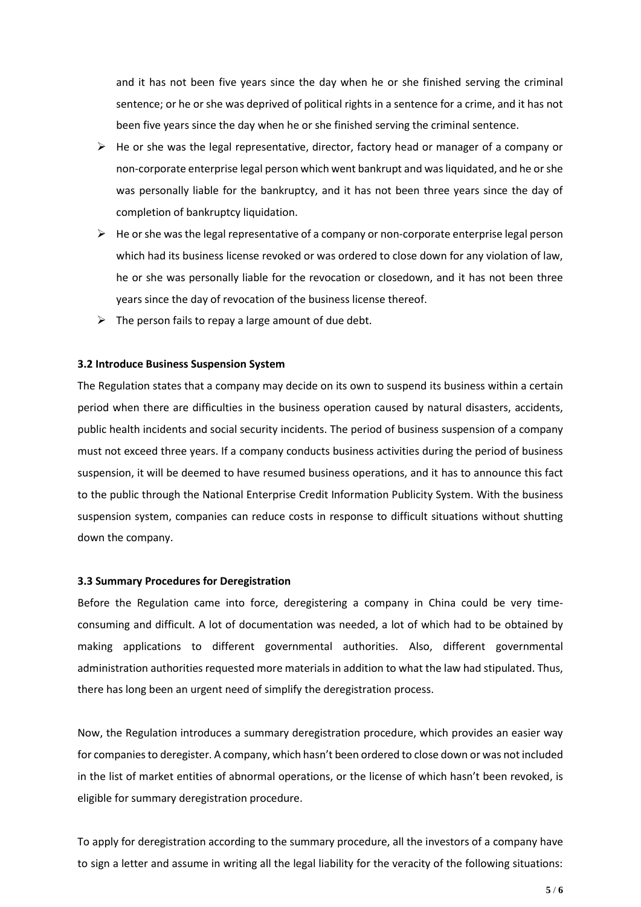and it has not been five years since the day when he or she finished serving the criminal sentence; or he or she was deprived of political rights in a sentence for a crime, and it has not been five years since the day when he or she finished serving the criminal sentence.

- He or she was the legal representative, director, factory head or manager of a company or non-corporate enterprise legal person which went bankrupt and was liquidated, and he or she was personally liable for the bankruptcy, and it has not been three years since the day of completion of bankruptcy liquidation.
- He or she was the legal representative of a company or non-corporate enterprise legal person which had its business license revoked or was ordered to close down for any violation of law, he or she was personally liable for the revocation or closedown, and it has not been three years since the day of revocation of the business license thereof.
- The person fails to repay a large amount of due debt.

**3.2 Introduce Business Suspension System**

The Regulation states that a company may decide on its own to suspend its business within a certain period when there are difficulties in the business operation caused by natural disasters, accidents, public health incidents and social security incidents. The period of business suspension of a company must not exceed three years. If a company conducts business activities during the period of business suspension, it will be deemed to have resumed business operations, and it has to announce this fact to the public through the National Enterprise Credit Information Publicity System. With the business suspension system, companies can reduce costs in response to difficult situations without shutting down the company.

**3.3 Summary Procedures for Deregistration**

Before the Regulation came into force, deregistering a company in China could be very time-consuming and difficult. A lot of documentation was needed, a lot of which had to be obtained by making applications to different governmental authorities. Also, different governmental administration authorities requested more materials in addition to what the law had stipulated. Thus, there has long been an urgent need of simplify the deregistration process.

Now, the Regulation introduces a summary deregistration procedure, which provides an easier way for companies to deregister. A company, which hasn't been ordered to close down or was not included in the list of market entities of abnormal operations, or the license of which hasn't been revoked, is eligible for summary deregistration procedure.

To apply for deregistration according to the summary procedure, all the investors of a company have to sign a letter and assume in writing all the legal liability for the veracity of the following situations: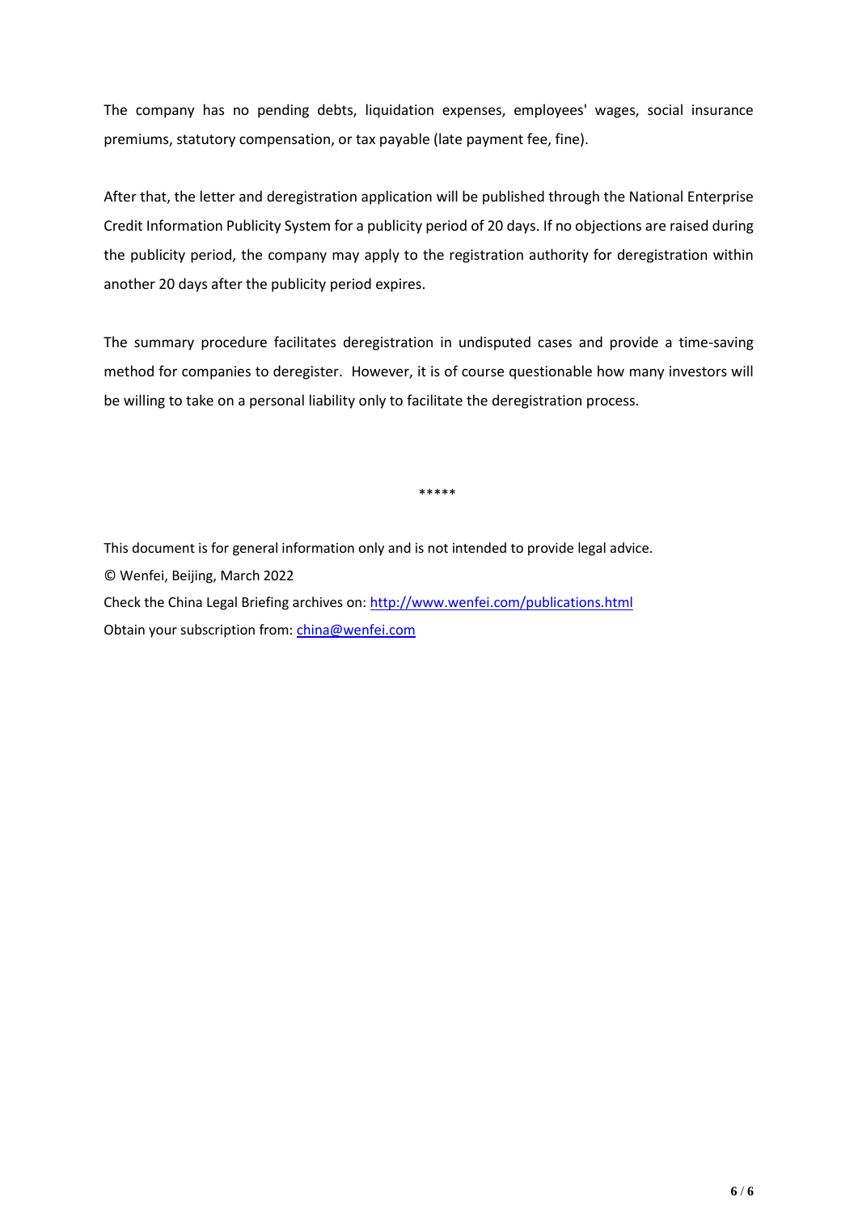The company has no pending debts, liquidation expenses, employees' wages, social insurance premiums, statutory compensation, or tax payable (late payment fee, fine).

After that, the letter and deregistration application will be published through the National Enterprise Credit Information Publicity System for a publicity period of 20 days. If no objections are raised during the publicity period, the company may apply to the registration authority for deregistration within another 20 days after the publicity period expires.

The summary procedure facilitates deregistration in undisputed cases and provide a time-saving method for companies to deregister. However, it is of course questionable how many investors will be willing to take on a personal liability only to facilitate the deregistration process.

*****

This document is for general information only and is not intended to provide legal advice.

© Wenfei, Beijing, March 2022

Check the China Legal Briefing archives on: [http://www.wenfei.com/publications.html](http://www.wenfei.com/publications.html)

Obtain your subscription from: [china@wenfei.com](mailto:china@wenfei.com)